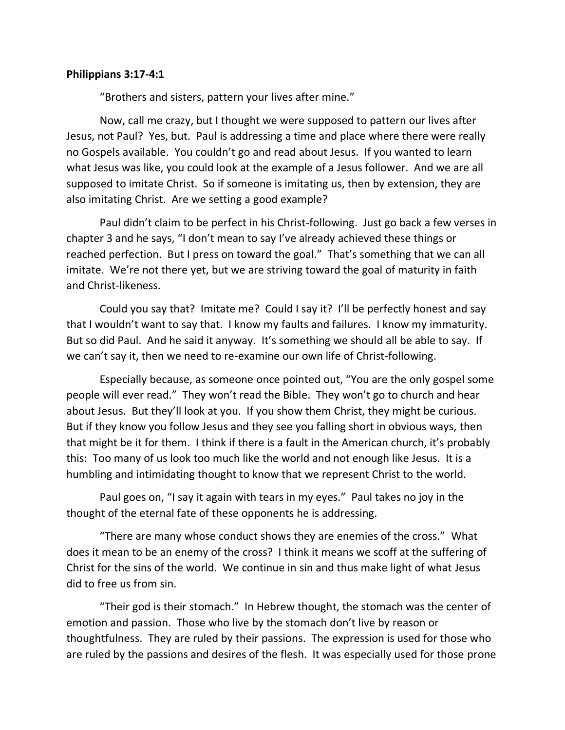**Philippians 3:17-4:1**

"Brothers and sisters, pattern your lives after mine."

Now, call me crazy, but I thought we were supposed to pattern our lives after Jesus, not Paul? Yes, but. Paul is addressing a time and place where there were really no Gospels available. You couldn't go and read about Jesus. If you wanted to learn what Jesus was like, you could look at the example of a Jesus follower. And we are all supposed to imitate Christ. So if someone is imitating us, then by extension, they are also imitating Christ. Are we setting a good example?

Paul didn't claim to be perfect in his Christ-following. Just go back a few verses in chapter 3 and he says, "I don't mean to say I've already achieved these things or reached perfection. But I press on toward the goal." That's something that we can all imitate. We're not there yet, but we are striving toward the goal of maturity in faith and Christ-likeness.

Could you say that? Imitate me? Could I say it? I'll be perfectly honest and say that I wouldn't want to say that. I know my faults and failures. I know my immaturity. But so did Paul. And he said it anyway. It's something we should all be able to say. If we can't say it, then we need to re-examine our own life of Christ-following.

Especially because, as someone once pointed out, "You are the only gospel some people will ever read." They won't read the Bible. They won't go to church and hear about Jesus. But they'll look at you. If you show them Christ, they might be curious. But if they know you follow Jesus and they see you falling short in obvious ways, then that might be it for them. I think if there is a fault in the American church, it's probably this: Too many of us look too much like the world and not enough like Jesus. It is a humbling and intimidating thought to know that we represent Christ to the world.

Paul goes on, "I say it again with tears in my eyes." Paul takes no joy in the thought of the eternal fate of these opponents he is addressing.

"There are many whose conduct shows they are enemies of the cross." What does it mean to be an enemy of the cross? I think it means we scoff at the suffering of Christ for the sins of the world. We continue in sin and thus make light of what Jesus did to free us from sin.

"Their god is their stomach." In Hebrew thought, the stomach was the center of emotion and passion. Those who live by the stomach don't live by reason or thoughtfulness. They are ruled by their passions. The expression is used for those who are ruled by the passions and desires of the flesh. It was especially used for those prone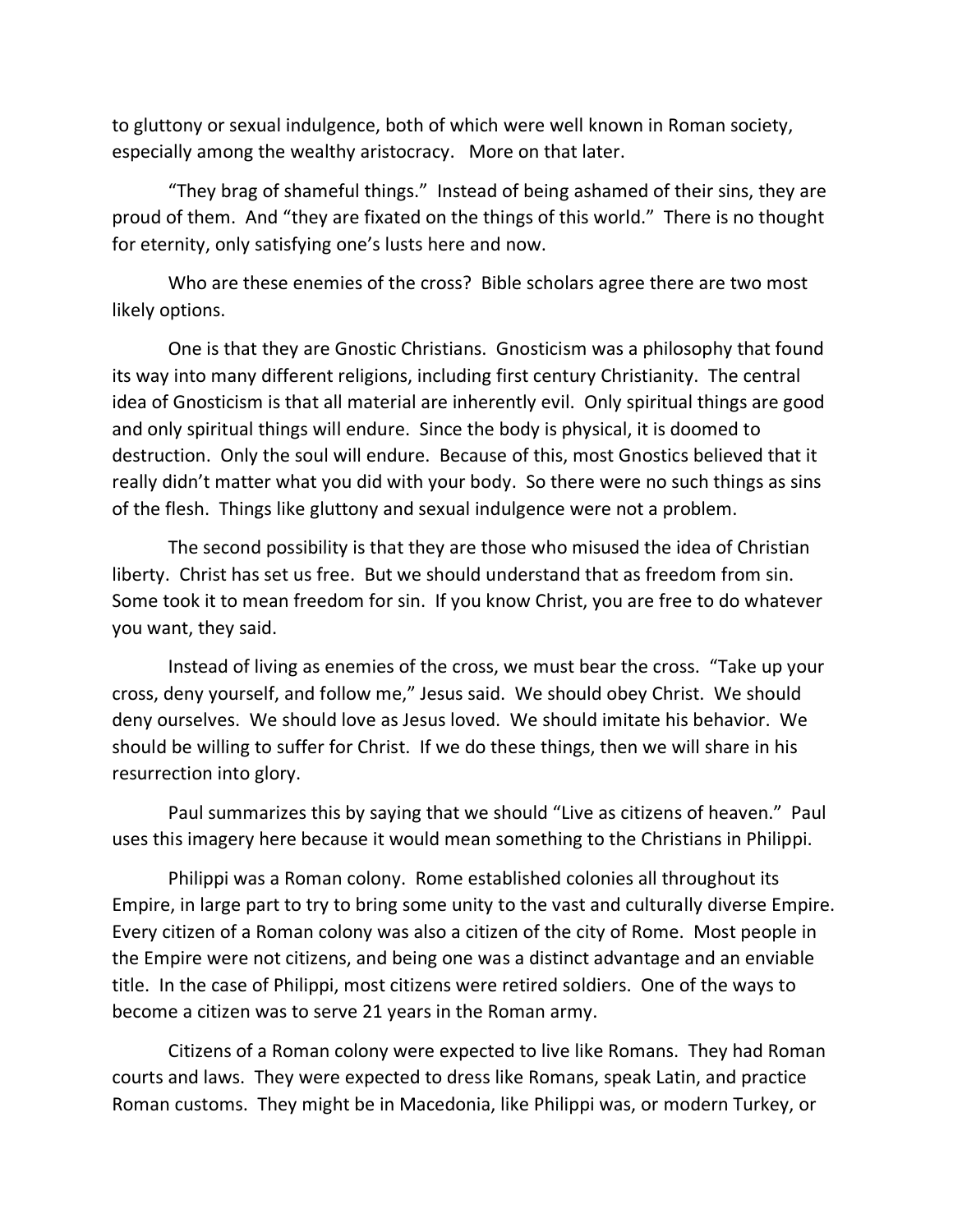to gluttony or sexual indulgence, both of which were well known in Roman society, especially among the wealthy aristocracy. More on that later.

"They brag of shameful things." Instead of being ashamed of their sins, they are proud of them. And "they are fixated on the things of this world." There is no thought for eternity, only satisfying one's lusts here and now.

Who are these enemies of the cross? Bible scholars agree there are two most likely options.

One is that they are Gnostic Christians. Gnosticism was a philosophy that found its way into many different religions, including first century Christianity. The central idea of Gnosticism is that all material are inherently evil. Only spiritual things are good and only spiritual things will endure. Since the body is physical, it is doomed to destruction. Only the soul will endure. Because of this, most Gnostics believed that it really didn't matter what you did with your body. So there were no such things as sins of the flesh. Things like gluttony and sexual indulgence were not a problem.

The second possibility is that they are those who misused the idea of Christian liberty. Christ has set us free. But we should understand that as freedom from sin. Some took it to mean freedom for sin. If you know Christ, you are free to do whatever you want, they said.

Instead of living as enemies of the cross, we must bear the cross. "Take up your cross, deny yourself, and follow me," Jesus said. We should obey Christ. We should deny ourselves. We should love as Jesus loved. We should imitate his behavior. We should be willing to suffer for Christ. If we do these things, then we will share in his resurrection into glory.

Paul summarizes this by saying that we should "Live as citizens of heaven." Paul uses this imagery here because it would mean something to the Christians in Philippi.

Philippi was a Roman colony. Rome established colonies all throughout its Empire, in large part to try to bring some unity to the vast and culturally diverse Empire. Every citizen of a Roman colony was also a citizen of the city of Rome. Most people in the Empire were not citizens, and being one was a distinct advantage and an enviable title. In the case of Philippi, most citizens were retired soldiers. One of the ways to become a citizen was to serve 21 years in the Roman army.

Citizens of a Roman colony were expected to live like Romans. They had Roman courts and laws. They were expected to dress like Romans, speak Latin, and practice Roman customs. They might be in Macedonia, like Philippi was, or modern Turkey, or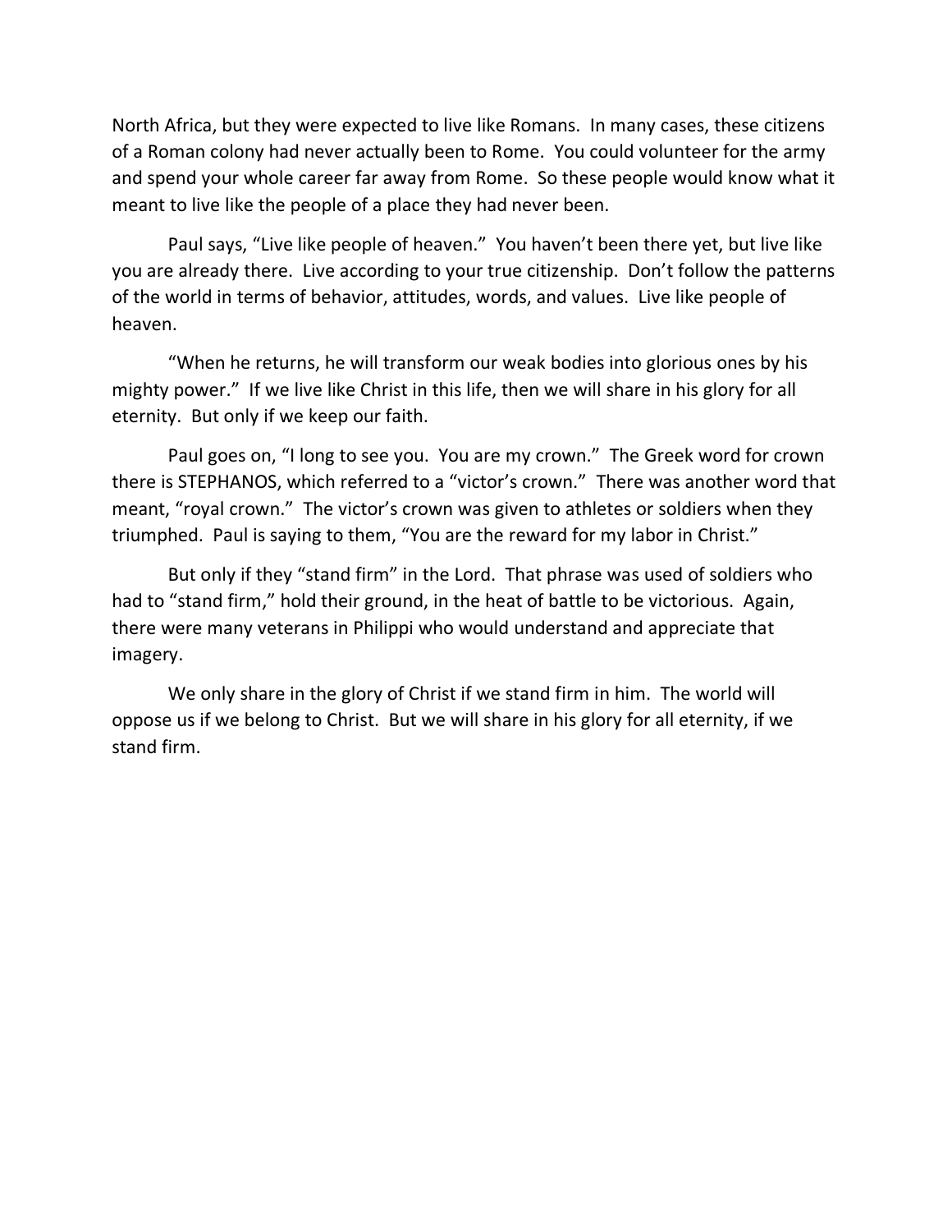North Africa, but they were expected to live like Romans. In many cases, these citizens of a Roman colony had never actually been to Rome. You could volunteer for the army and spend your whole career far away from Rome. So these people would know what it meant to live like the people of a place they had never been.

Paul says, "Live like people of heaven." You haven't been there yet, but live like you are already there. Live according to your true citizenship. Don't follow the patterns of the world in terms of behavior, attitudes, words, and values. Live like people of heaven.

"When he returns, he will transform our weak bodies into glorious ones by his mighty power." If we live like Christ in this life, then we will share in his glory for all eternity. But only if we keep our faith.

Paul goes on, "I long to see you. You are my crown." The Greek word for crown there is STEPHANOS, which referred to a "victor's crown." There was another word that meant, "royal crown." The victor's crown was given to athletes or soldiers when they triumphed. Paul is saying to them, "You are the reward for my labor in Christ."

But only if they "stand firm" in the Lord. That phrase was used of soldiers who had to "stand firm," hold their ground, in the heat of battle to be victorious. Again, there were many veterans in Philippi who would understand and appreciate that imagery.

We only share in the glory of Christ if we stand firm in him. The world will oppose us if we belong to Christ. But we will share in his glory for all eternity, if we stand firm.